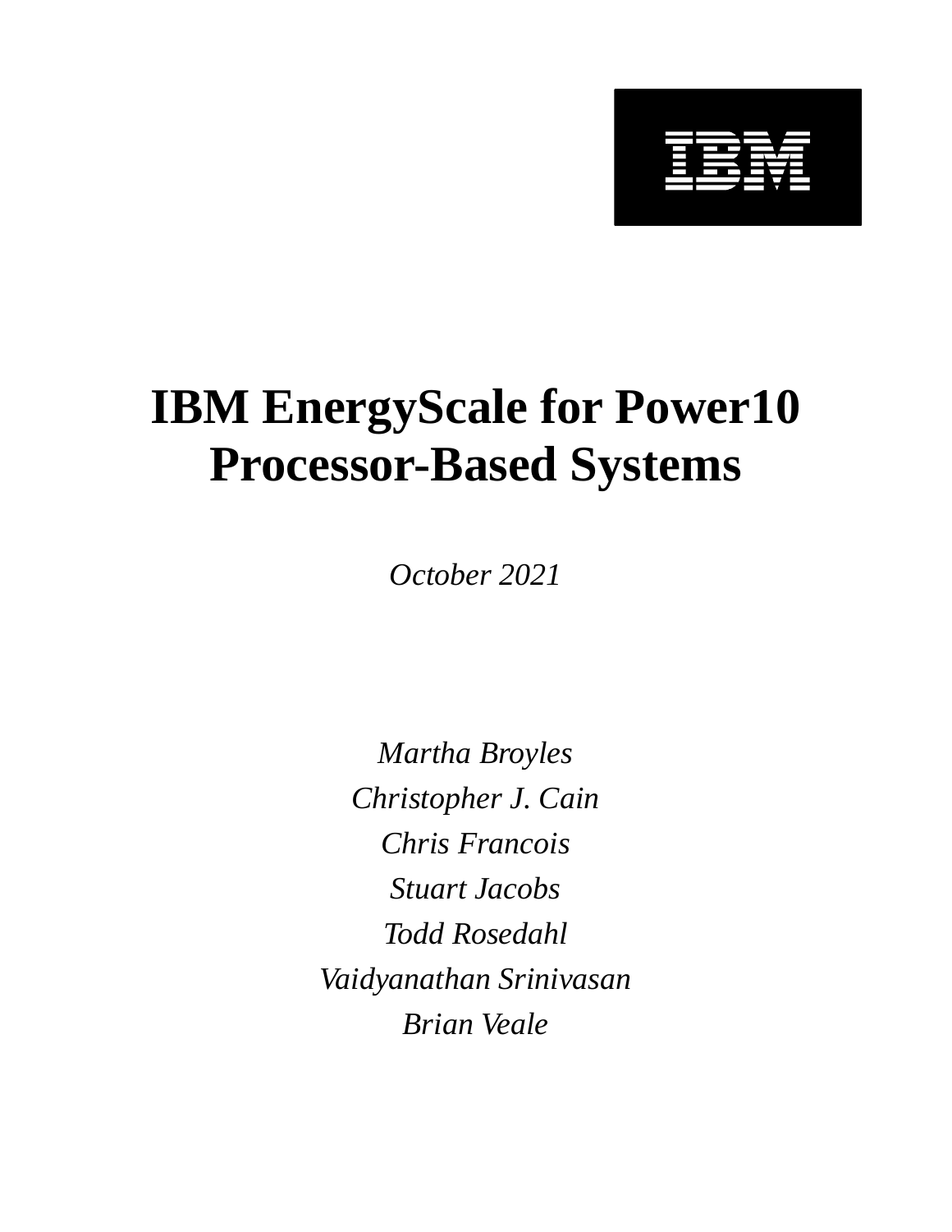IBM

# IBM EnergyScale for Power10 Processor-Based Systems

*October 2021*

*Martha Broyles*

*Christopher J. Cain*

*Chris Francois*

*Stuart Jacobs*

*Todd Rosedahl*

*Vaidyanathan Srinivasan*

*Brian Veale*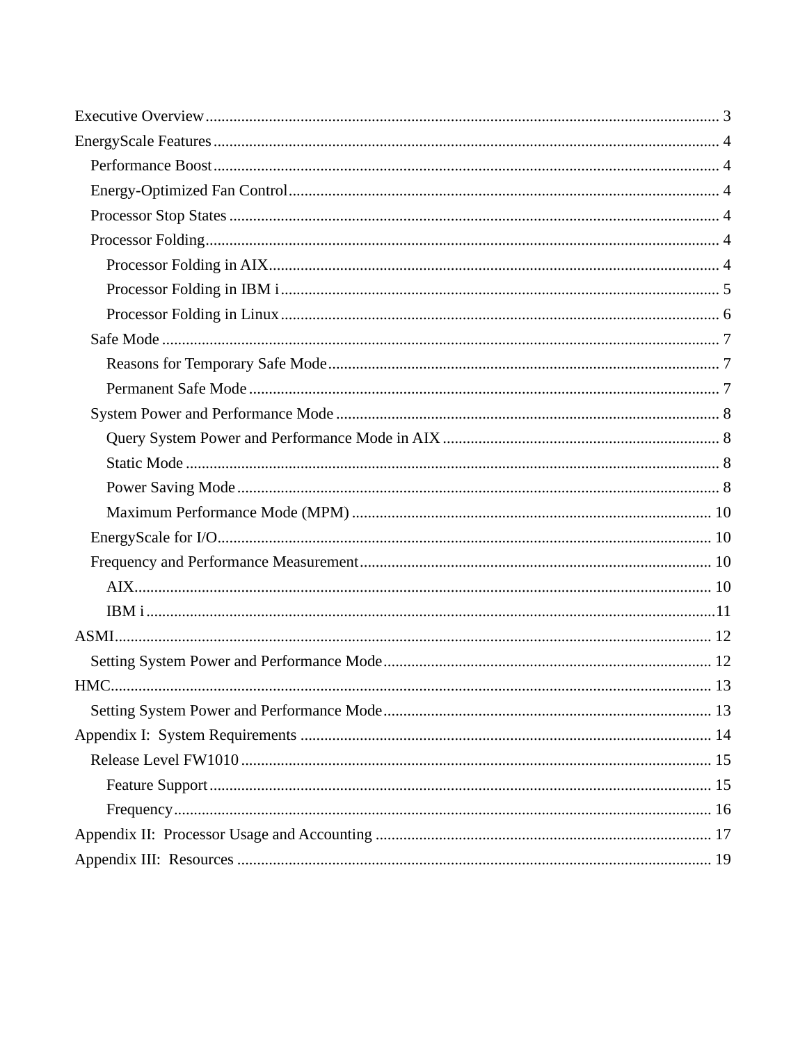Executive Overview ............................................................................................................... 3
EnergyScale Features .............................................................................................................. 4
- Performance Boost ............................................................................................................. 4
- Energy-Optimized Fan Control ........................................................................................... 4
- Processor Stop States ......................................................................................................... 4
- Processor Folding ............................................................................................................... 4
  - Processor Folding in AIX ................................................................................................ 4
  - Processor Folding in IBM i ............................................................................................. 5
  - Processor Folding in Linux ............................................................................................. 6
- Safe Mode .......................................................................................................................... 7
  - Reasons for Temporary Safe Mode .................................................................................. 7
  - Permanent Safe Mode ..................................................................................................... 7
- System Power and Performance Mode ................................................................................ 8
  - Query System Power and Performance Mode in AIX ..................................................... 8
  - Static Mode ..................................................................................................................... 8
  - Power Saving Mode ........................................................................................................ 8
  - Maximum Performance Mode (MPM) .......................................................................... 10
- EnergyScale for I/O ........................................................................................................... 10
- Frequency and Performance Measurement ........................................................................ 10
  - AIX ............................................................................................................................... 10
  - IBM i ............................................................................................................................. 11

ASMI ..................................................................................................................................... 12
- Setting System Power and Performance Mode .................................................................. 12

HMC ...................................................................................................................................... 13
- Setting System Power and Performance Mode .................................................................. 13

Appendix I: System Requirements ....................................................................................... 14
- Release Level FW1010 ...................................................................................................... 15
  - Feature Support ............................................................................................................. 15
  - Frequency ...................................................................................................................... 16

Appendix II: Processor Usage and Accounting .................................................................... 17

Appendix III: Resources ....................................................................................................... 19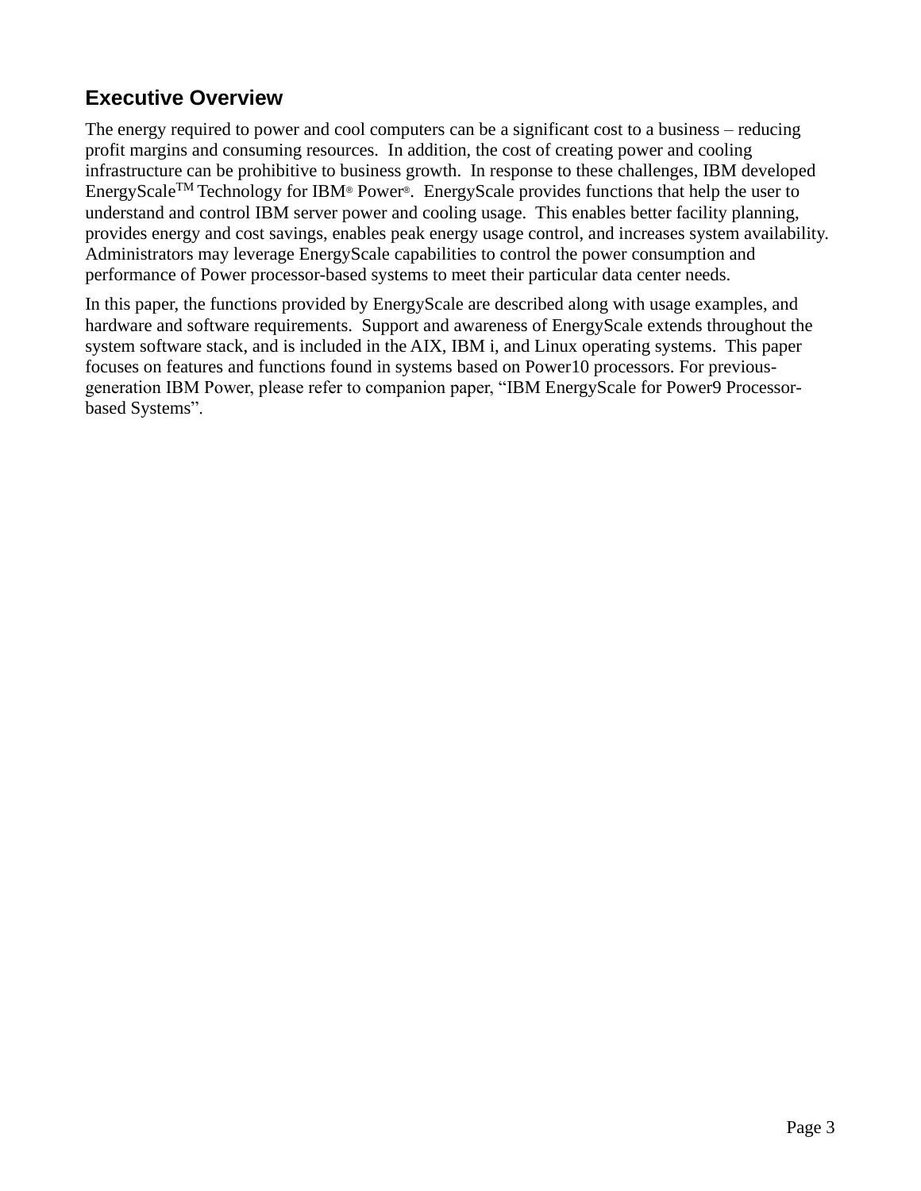## Executive Overview

The energy required to power and cool computers can be a significant cost to a business – reducing profit margins and consuming resources. In addition, the cost of creating power and cooling infrastructure can be prohibitive to business growth. In response to these challenges, IBM developed EnergyScale™ Technology for IBM® Power®. EnergyScale provides functions that help the user to understand and control IBM server power and cooling usage. This enables better facility planning, provides energy and cost savings, enables peak energy usage control, and increases system availability. Administrators may leverage EnergyScale capabilities to control the power consumption and performance of Power processor-based systems to meet their particular data center needs.

In this paper, the functions provided by EnergyScale are described along with usage examples, and hardware and software requirements. Support and awareness of EnergyScale extends throughout the system software stack, and is included in the AIX, IBM i, and Linux operating systems. This paper focuses on features and functions found in systems based on Power10 processors. For previous-generation IBM Power, please refer to companion paper, "IBM EnergyScale for Power9 Processor-based Systems".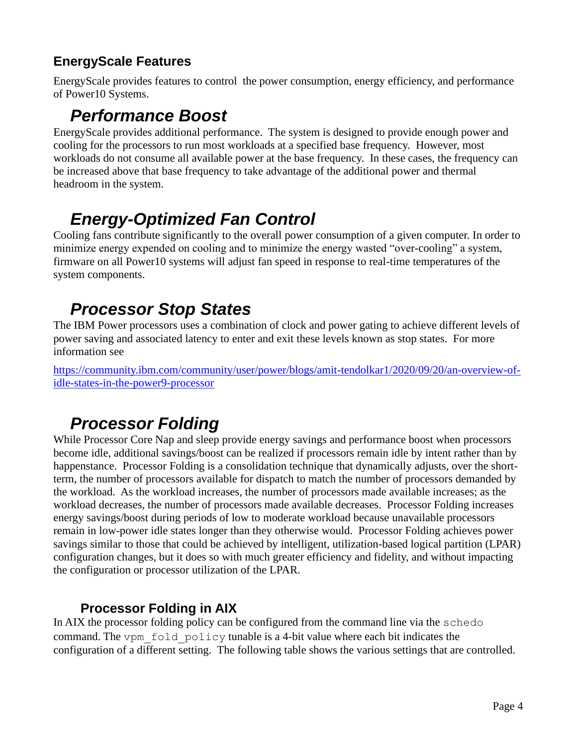## EnergyScale Features

EnergyScale provides features to control the power consumption, energy efficiency, and performance of Power10 Systems.

### *Performance Boost*

EnergyScale provides additional performance. The system is designed to provide enough power and cooling for the processors to run most workloads at a specified base frequency. However, most workloads do not consume all available power at the base frequency. In these cases, the frequency can be increased above that base frequency to take advantage of the additional power and thermal headroom in the system.

### *Energy-Optimized Fan Control*

Cooling fans contribute significantly to the overall power consumption of a given computer. In order to minimize energy expended on cooling and to minimize the energy wasted "over-cooling" a system, firmware on all Power10 systems will adjust fan speed in response to real-time temperatures of the system components.

### *Processor Stop States*

The IBM Power processors uses a combination of clock and power gating to achieve different levels of power saving and associated latency to enter and exit these levels known as stop states. For more information see

https://community.ibm.com/community/user/power/blogs/amit-tendolkar1/2020/09/20/an-overview-of-idle-states-in-the-power9-processor

### *Processor Folding*

While Processor Core Nap and sleep provide energy savings and performance boost when processors become idle, additional savings/boost can be realized if processors remain idle by intent rather than by happenstance. Processor Folding is a consolidation technique that dynamically adjusts, over the short-term, the number of processors available for dispatch to match the number of processors demanded by the workload. As the workload increases, the number of processors made available increases; as the workload decreases, the number of processors made available decreases. Processor Folding increases energy savings/boost during periods of low to moderate workload because unavailable processors remain in low-power idle states longer than they otherwise would. Processor Folding achieves power savings similar to those that could be achieved by intelligent, utilization-based logical partition (LPAR) configuration changes, but it does so with much greater efficiency and fidelity, and without impacting the configuration or processor utilization of the LPAR.

#### Processor Folding in AIX

In AIX the processor folding policy can be configured from the command line via the `schedo` command. The `vpm_fold_policy` tunable is a 4-bit value where each bit indicates the configuration of a different setting. The following table shows the various settings that are controlled.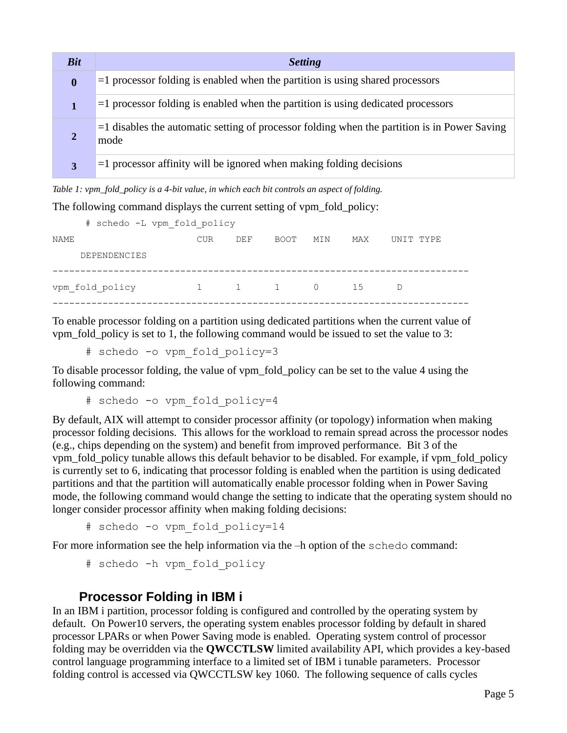| Bit | Setting |
| --- | --- |
| 0 | =1 processor folding is enabled when the partition is using shared processors |
| 1 | =1 processor folding is enabled when the partition is using dedicated processors |
| 2 | =1 disables the automatic setting of processor folding when the partition is in Power Saving mode |
| 3 | =1 processor affinity will be ignored when making folding decisions |

*Table 1: vpm_fold_policy is a 4-bit value, in which each bit controls an aspect of folding.*

The following command displays the current setting of vpm_fold_policy:

```
    # schedo -L vpm_fold_policy
NAME                      CUR    DEF    BOOT   MIN    MAX    UNIT TYPE
     DEPENDENCIES
--------------------------------------------------------------------------------
vpm_fold_policy           1      1      1      0      15      D
--------------------------------------------------------------------------------
```

To enable processor folding on a partition using dedicated partitions when the current value of vpm_fold_policy is set to 1, the following command would be issued to set the value to 3:

```
# schedo -o vpm_fold_policy=3
```

To disable processor folding, the value of vpm_fold_policy can be set to the value 4 using the following command:

```
# schedo -o vpm_fold_policy=4
```

By default, AIX will attempt to consider processor affinity (or topology) information when making processor folding decisions. This allows for the workload to remain spread across the processor nodes (e.g., chips depending on the system) and benefit from improved performance. Bit 3 of the vpm_fold_policy tunable allows this default behavior to be disabled. For example, if vpm_fold_policy is currently set to 6, indicating that processor folding is enabled when the partition is using dedicated partitions and that the partition will automatically enable processor folding when in Power Saving mode, the following command would change the setting to indicate that the operating system should no longer consider processor affinity when making folding decisions:

```
# schedo -o vpm_fold_policy=14
```

For more information see the help information via the –h option of the `schedo` command:

```
# schedo -h vpm_fold_policy
```

## Processor Folding in IBM i

In an IBM i partition, processor folding is configured and controlled by the operating system by default. On Power10 servers, the operating system enables processor folding by default in shared processor LPARs or when Power Saving mode is enabled. Operating system control of processor folding may be overridden via the **QWCCTLSW** limited availability API, which provides a key-based control language programming interface to a limited set of IBM i tunable parameters. Processor folding control is accessed via QWCCTLSW key 1060. The following sequence of calls cycles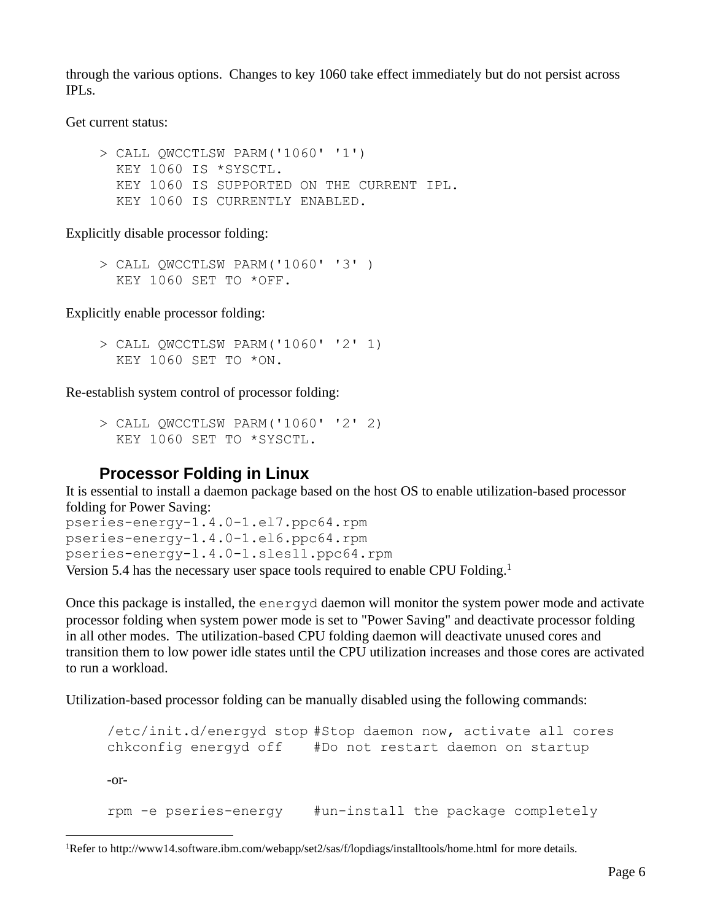through the various options. Changes to key 1060 take effect immediately but do not persist across IPLs.

Get current status:

```
> CALL QWCCTLSW PARM('1060' '1')
  KEY 1060 IS *SYSCTL.
  KEY 1060 IS SUPPORTED ON THE CURRENT IPL.
  KEY 1060 IS CURRENTLY ENABLED.
```

Explicitly disable processor folding:

```
> CALL QWCCTLSW PARM('1060' '3' )
  KEY 1060 SET TO *OFF.
```

Explicitly enable processor folding:

```
> CALL QWCCTLSW PARM('1060' '2' 1)
  KEY 1060 SET TO *ON.
```

Re-establish system control of processor folding:

```
> CALL QWCCTLSW PARM('1060' '2' 2)
  KEY 1060 SET TO *SYSCTL.
```

### Processor Folding in Linux

It is essential to install a daemon package based on the host OS to enable utilization-based processor folding for Power Saving:

```
pseries-energy-1.4.0-1.el7.ppc64.rpm
pseries-energy-1.4.0-1.el6.ppc64.rpm
pseries-energy-1.4.0-1.sles11.ppc64.rpm
```

Version 5.4 has the necessary user space tools required to enable CPU Folding.[1]

Once this package is installed, the `energyd` daemon will monitor the system power mode and activate processor folding when system power mode is set to "Power Saving" and deactivate processor folding in all other modes. The utilization-based CPU folding daemon will deactivate unused cores and transition them to low power idle states until the CPU utilization increases and those cores are activated to run a workload.

Utilization-based processor folding can be manually disabled using the following commands:

```
/etc/init.d/energyd stop #Stop daemon now, activate all cores
chkconfig energyd off    #Do not restart daemon on startup
```

-or-

```
rpm -e pseries-energy    #un-install the package completely
```

[1] Refer to http://www14.software.ibm.com/webapp/set2/sas/f/lopdiags/installtools/home.html for more details.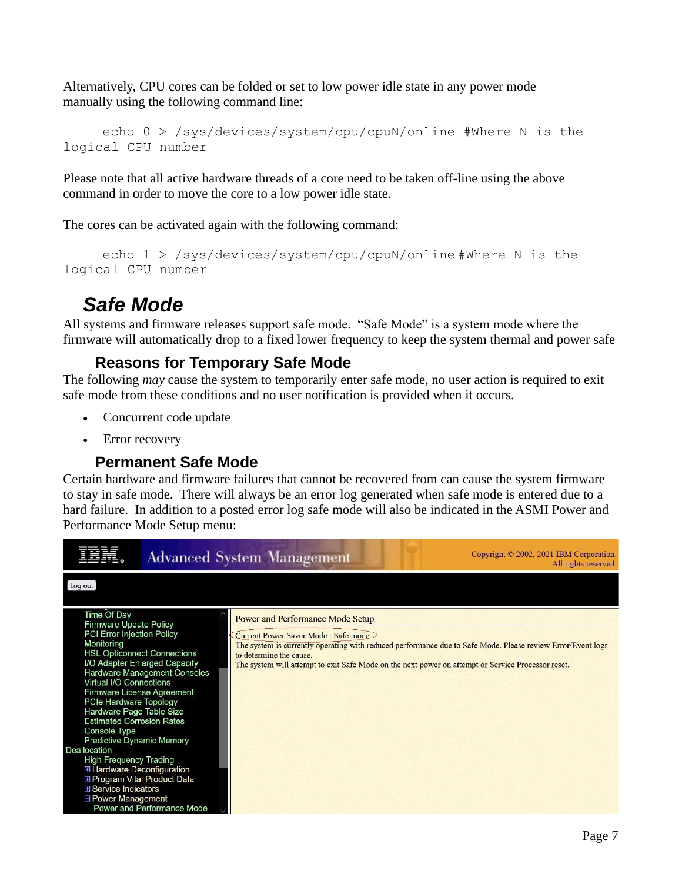Alternatively, CPU cores can be folded or set to low power idle state in any power mode manually using the following command line:

```
echo 0 > /sys/devices/system/cpu/cpuN/online #Where N is the logical CPU number
```

Please note that all active hardware threads of a core need to be taken off-line using the above command in order to move the core to a low power idle state.

The cores can be activated again with the following command:

```
echo 1 > /sys/devices/system/cpu/cpuN/online #Where N is the logical CPU number
```

## *Safe Mode*

All systems and firmware releases support safe mode. “Safe Mode” is a system mode where the firmware will automatically drop to a fixed lower frequency to keep the system thermal and power safe

### Reasons for Temporary Safe Mode

The following *may* cause the system to temporarily enter safe mode, no user action is required to exit safe mode from these conditions and no user notification is provided when it occurs.

- Concurrent code update
- Error recovery

### Permanent Safe Mode

Certain hardware and firmware failures that cannot be recovered from can cause the system firmware to stay in safe mode. There will always be an error log generated when safe mode is entered due to a hard failure. In addition to a posted error log safe mode will also be indicated in the ASMI Power and Performance Mode Setup menu: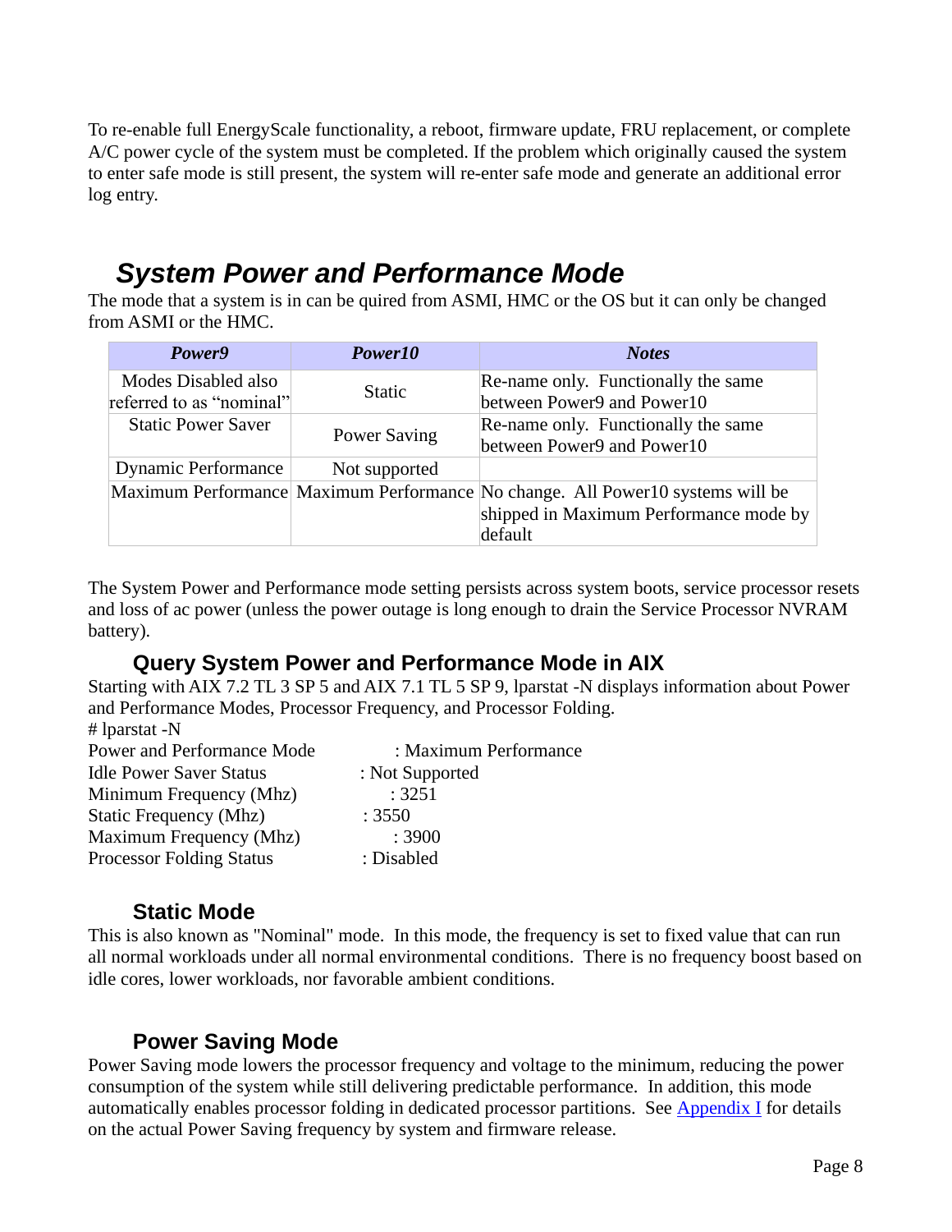To re-enable full EnergyScale functionality, a reboot, firmware update, FRU replacement, or complete A/C power cycle of the system must be completed. If the problem which originally caused the system to enter safe mode is still present, the system will re-enter safe mode and generate an additional error log entry.

## *System Power and Performance Mode*

The mode that a system is in can be quired from ASMI, HMC or the OS but it can only be changed from ASMI or the HMC.

| *Power9* | *Power10* | *Notes* |
|---|---|---|
| Modes Disabled also referred to as "nominal" | Static | Re-name only. Functionally the same between Power9 and Power10 |
| Static Power Saver | Power Saving | Re-name only. Functionally the same between Power9 and Power10 |
| Dynamic Performance | Not supported | |
| Maximum Performance | Maximum Performance | No change. All Power10 systems will be shipped in Maximum Performance mode by default |

The System Power and Performance mode setting persists across system boots, service processor resets and loss of ac power (unless the power outage is long enough to drain the Service Processor NVRAM battery).

### Query System Power and Performance Mode in AIX

Starting with AIX 7.2 TL 3 SP 5 and AIX 7.1 TL 5 SP 9, lparstat -N displays information about Power and Performance Modes, Processor Frequency, and Processor Folding.

```
# lparstat -N
Power and Performance Mode      : Maximum Performance
Idle Power Saver Status         : Not Supported
Minimum Frequency (Mhz)         : 3251
Static Frequency (Mhz)          : 3550
Maximum Frequency (Mhz)         : 3900
Processor Folding Status        : Disabled
```

### Static Mode

This is also known as "Nominal" mode. In this mode, the frequency is set to fixed value that can run all normal workloads under all normal environmental conditions. There is no frequency boost based on idle cores, lower workloads, nor favorable ambient conditions.

### Power Saving Mode

Power Saving mode lowers the processor frequency and voltage to the minimum, reducing the power consumption of the system while still delivering predictable performance. In addition, this mode automatically enables processor folding in dedicated processor partitions. See Appendix I for details on the actual Power Saving frequency by system and firmware release.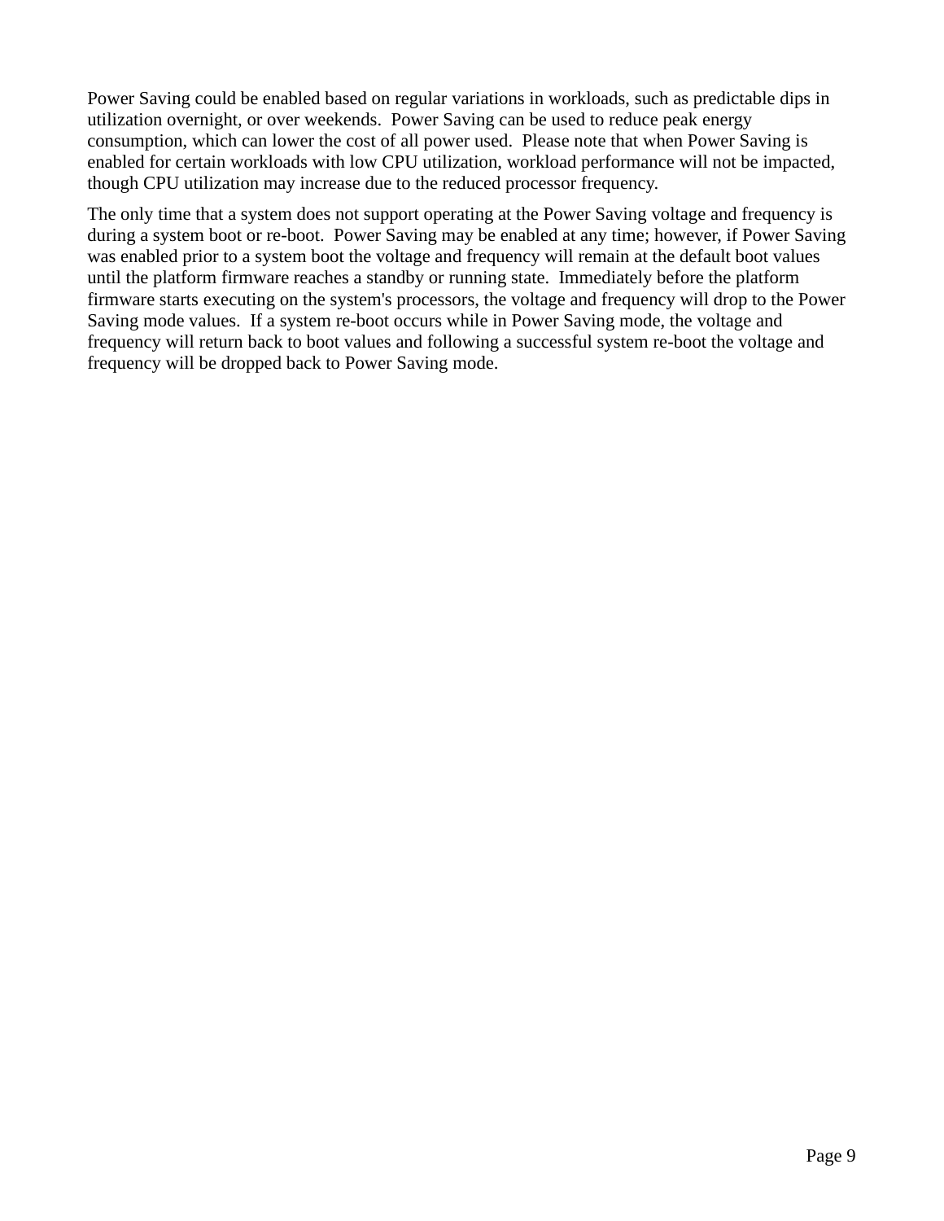Power Saving could be enabled based on regular variations in workloads, such as predictable dips in utilization overnight, or over weekends.  Power Saving can be used to reduce peak energy consumption, which can lower the cost of all power used.  Please note that when Power Saving is enabled for certain workloads with low CPU utilization, workload performance will not be impacted, though CPU utilization may increase due to the reduced processor frequency.

The only time that a system does not support operating at the Power Saving voltage and frequency is during a system boot or re-boot.  Power Saving may be enabled at any time; however, if Power Saving was enabled prior to a system boot the voltage and frequency will remain at the default boot values until the platform firmware reaches a standby or running state.  Immediately before the platform firmware starts executing on the system's processors, the voltage and frequency will drop to the Power Saving mode values.  If a system re-boot occurs while in Power Saving mode, the voltage and frequency will return back to boot values and following a successful system re-boot the voltage and frequency will be dropped back to Power Saving mode.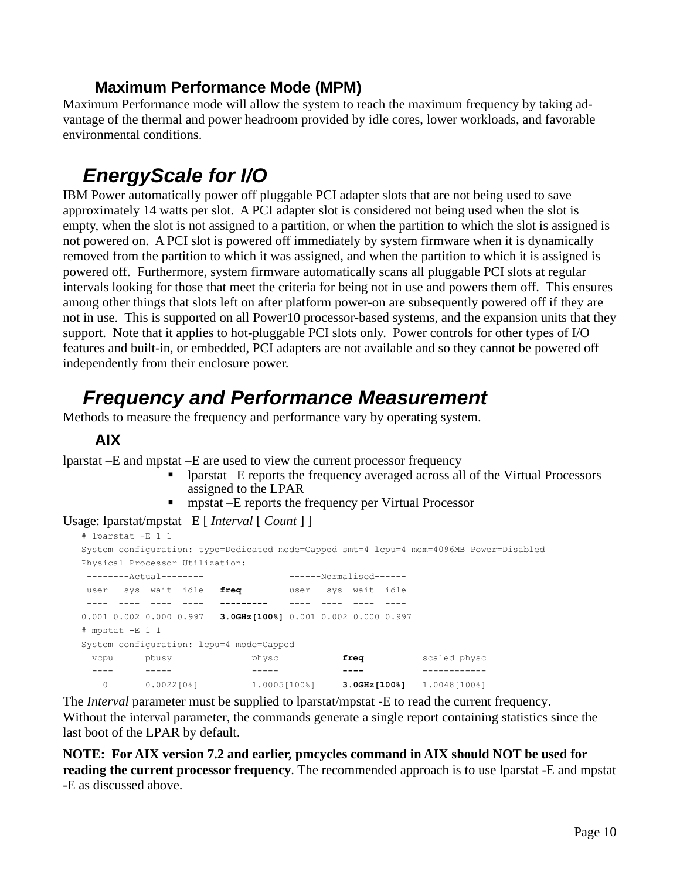### Maximum Performance Mode (MPM)

Maximum Performance mode will allow the system to reach the maximum frequency by taking advantage of the thermal and power headroom provided by idle cores, lower workloads, and favorable environmental conditions.

## *EnergyScale for I/O*

IBM Power automatically power off pluggable PCI adapter slots that are not being used to save approximately 14 watts per slot. A PCI adapter slot is considered not being used when the slot is empty, when the slot is not assigned to a partition, or when the partition to which the slot is assigned is not powered on. A PCI slot is powered off immediately by system firmware when it is dynamically removed from the partition to which it was assigned, and when the partition to which it is assigned is powered off. Furthermore, system firmware automatically scans all pluggable PCI slots at regular intervals looking for those that meet the criteria for being not in use and powers them off. This ensures among other things that slots left on after platform power-on are subsequently powered off if they are not in use. This is supported on all Power10 processor-based systems, and the expansion units that they support. Note that it applies to hot-pluggable PCI slots only. Power controls for other types of I/O features and built-in, or embedded, PCI adapters are not available and so they cannot be powered off independently from their enclosure power.

## *Frequency and Performance Measurement*

Methods to measure the frequency and performance vary by operating system.

### AIX

lparstat –E and mpstat –E are used to view the current processor frequency

- lparstat –E reports the frequency averaged across all of the Virtual Processors assigned to the LPAR
- mpstat –E reports the frequency per Virtual Processor

Usage: lparstat/mpstat –E [ *Interval* [ *Count* ] ]

```
# lparstat -E 1 1
System configuration: type=Dedicated mode=Capped smt=4 lcpu=4 mem=4096MB Power=Disabled
Physical Processor Utilization:
 --------Actual--------               ------Normalised------
 user   sys  wait  idle   freq         user   sys  wait  idle
 ----  ----  ----  ----   ---------    ----  ----  ----  ----
0.001 0.002 0.000 0.997   3.0GHz[100%] 0.001 0.002 0.000 0.997
# mpstat -E 1 1
System configuration: lcpu=4 mode=Capped
  vcpu      pbusy             physc           freq          scaled physc
  ----      -----             -----           ----          ------------
    0       0.0022[0%]        1.0005[100%]    3.0GHz[100%]  1.0048[100%]
```

The *Interval* parameter must be supplied to lparstat/mpstat -E to read the current frequency. Without the interval parameter, the commands generate a single report containing statistics since the last boot of the LPAR by default.

**NOTE: For AIX version 7.2 and earlier, pmcycles command in AIX should NOT be used for reading the current processor frequency**. The recommended approach is to use lparstat -E and mpstat -E as discussed above.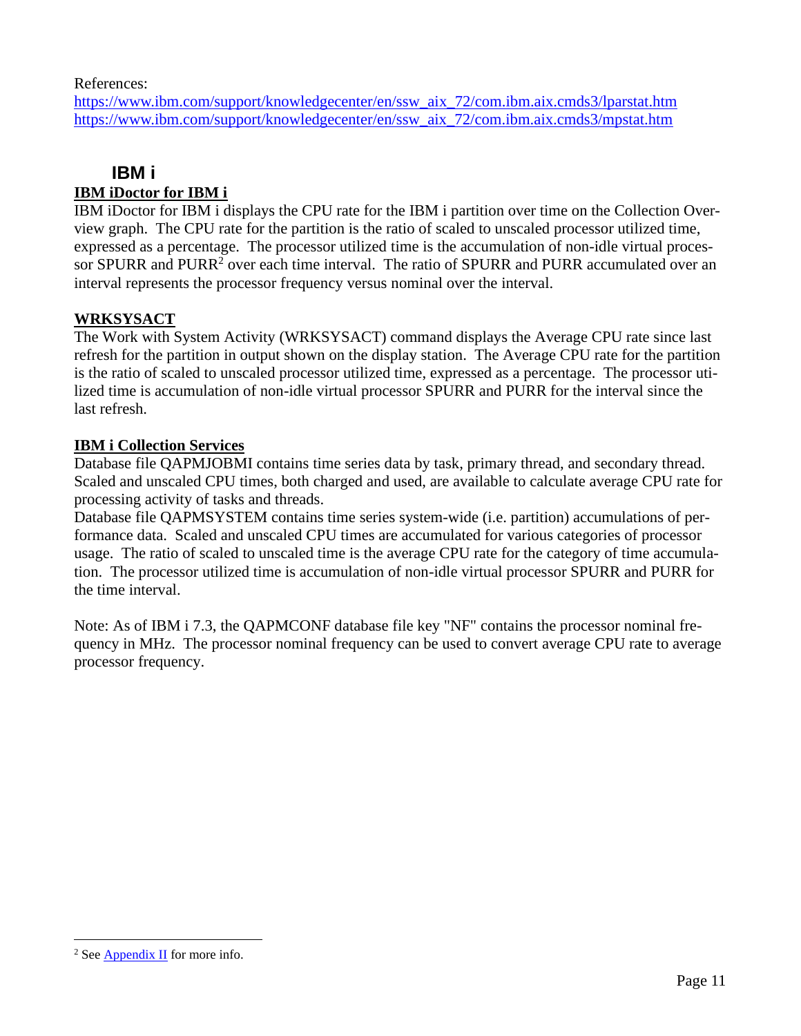References:
[https://www.ibm.com/support/knowledgecenter/en/ssw_aix_72/com.ibm.aix.cmds3/lparstat.htm](https://www.ibm.com/support/knowledgecenter/en/ssw_aix_72/com.ibm.aix.cmds3/lparstat.htm)
[https://www.ibm.com/support/knowledgecenter/en/ssw_aix_72/com.ibm.aix.cmds3/mpstat.htm](https://www.ibm.com/support/knowledgecenter/en/ssw_aix_72/com.ibm.aix.cmds3/mpstat.htm)

## IBM i

**IBM iDoctor for IBM i**

IBM iDoctor for IBM i displays the CPU rate for the IBM i partition over time on the Collection Overview graph. The CPU rate for the partition is the ratio of scaled to unscaled processor utilized time, expressed as a percentage. The processor utilized time is the accumulation of non-idle virtual processor SPURR and PURR[2] over each time interval. The ratio of SPURR and PURR accumulated over an interval represents the processor frequency versus nominal over the interval.

**WRKSYSACT**

The Work with System Activity (WRKSYSACT) command displays the Average CPU rate since last refresh for the partition in output shown on the display station. The Average CPU rate for the partition is the ratio of scaled to unscaled processor utilized time, expressed as a percentage. The processor utilized time is accumulation of non-idle virtual processor SPURR and PURR for the interval since the last refresh.

**IBM i Collection Services**

Database file QAPMJOBMI contains time series data by task, primary thread, and secondary thread. Scaled and unscaled CPU times, both charged and used, are available to calculate average CPU rate for processing activity of tasks and threads.
Database file QAPMSYSTEM contains time series system-wide (i.e. partition) accumulations of performance data. Scaled and unscaled CPU times are accumulated for various categories of processor usage. The ratio of scaled to unscaled time is the average CPU rate for the category of time accumulation. The processor utilized time is accumulation of non-idle virtual processor SPURR and PURR for the time interval.

Note: As of IBM i 7.3, the QAPMCONF database file key "NF" contains the processor nominal frequency in MHz. The processor nominal frequency can be used to convert average CPU rate to average processor frequency.

---

[2] See Appendix II for more info.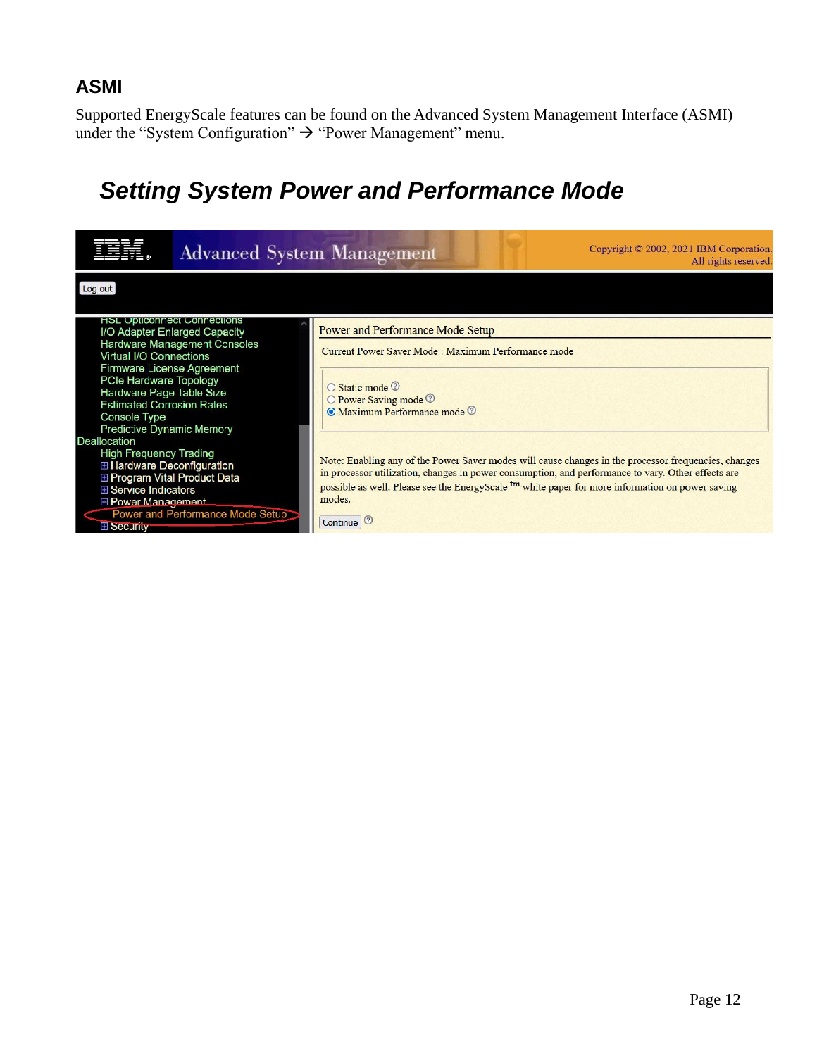## ASMI

Supported EnergyScale features can be found on the Advanced System Management Interface (ASMI) under the "System Configuration" → "Power Management" menu.

### *Setting System Power and Performance Mode*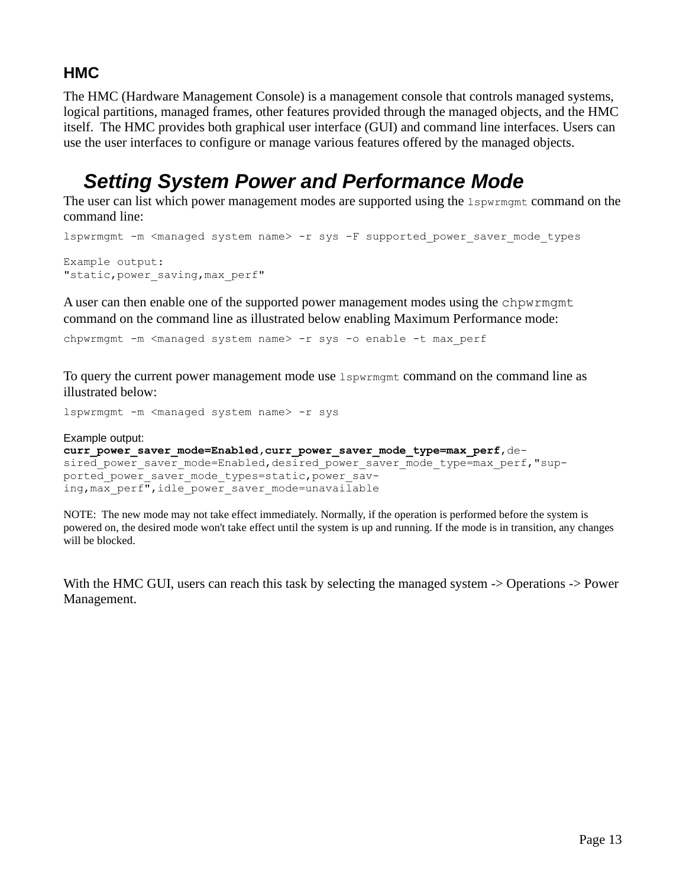### HMC

The HMC (Hardware Management Console) is a management console that controls managed systems, logical partitions, managed frames, other features provided through the managed objects, and the HMC itself. The HMC provides both graphical user interface (GUI) and command line interfaces. Users can use the user interfaces to configure or manage various features offered by the managed objects.

## *Setting System Power and Performance Mode*

The user can list which power management modes are supported using the `lspwrmgmt` command on the command line:

```
lspwrmgmt -m <managed system name> -r sys -F supported_power_saver_mode_types

Example output:
"static,power_saving,max_perf"
```

A user can then enable one of the supported power management modes using the `chpwrmgmt` command on the command line as illustrated below enabling Maximum Performance mode:

```
chpwrmgmt -m <managed system name> -r sys -o enable -t max_perf
```

To query the current power management mode use `lspwrmgmt` command on the command line as illustrated below:

```
lspwrmgmt -m <managed system name> -r sys
```

Example output:

```
curr_power_saver_mode=Enabled,curr_power_saver_mode_type=max_perf,de-
sired_power_saver_mode=Enabled,desired_power_saver_mode_type=max_perf,"sup-
ported_power_saver_mode_types=static,power_sav-
ing,max_perf",idle_power_saver_mode=unavailable
```

NOTE: The new mode may not take effect immediately. Normally, if the operation is performed before the system is powered on, the desired mode won't take effect until the system is up and running. If the mode is in transition, any changes will be blocked.

With the HMC GUI, users can reach this task by selecting the managed system -> Operations -> Power Management.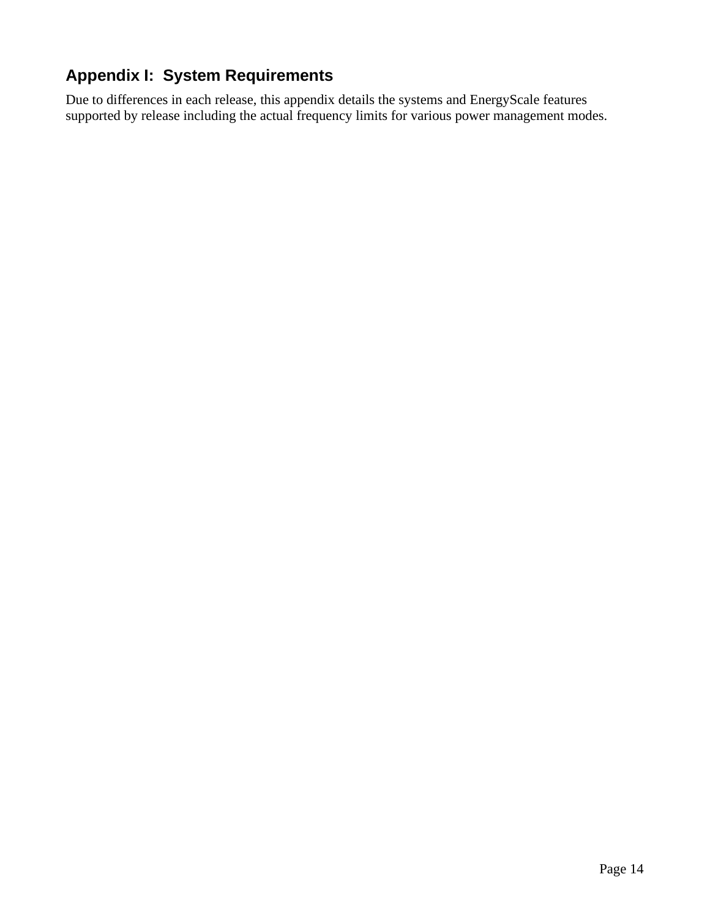## Appendix I: System Requirements

Due to differences in each release, this appendix details the systems and EnergyScale features supported by release including the actual frequency limits for various power management modes.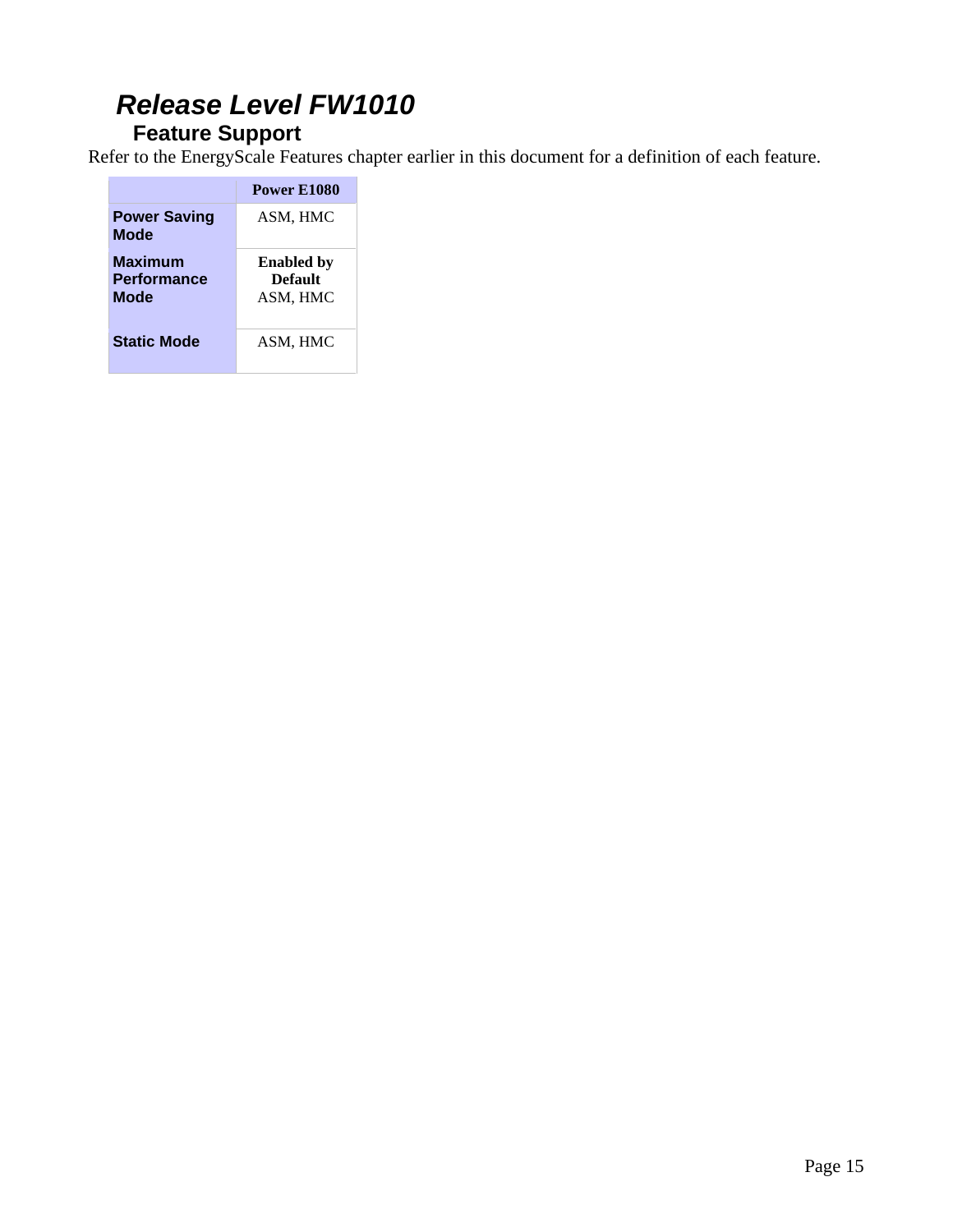## *Release Level FW1010*

### Feature Support

Refer to the EnergyScale Features chapter earlier in this document for a definition of each feature.

| | Power E1080 |
|---|---|
| **Power Saving Mode** | ASM, HMC |
| **Maximum Performance Mode** | **Enabled by Default** ASM, HMC |
| **Static Mode** | ASM, HMC |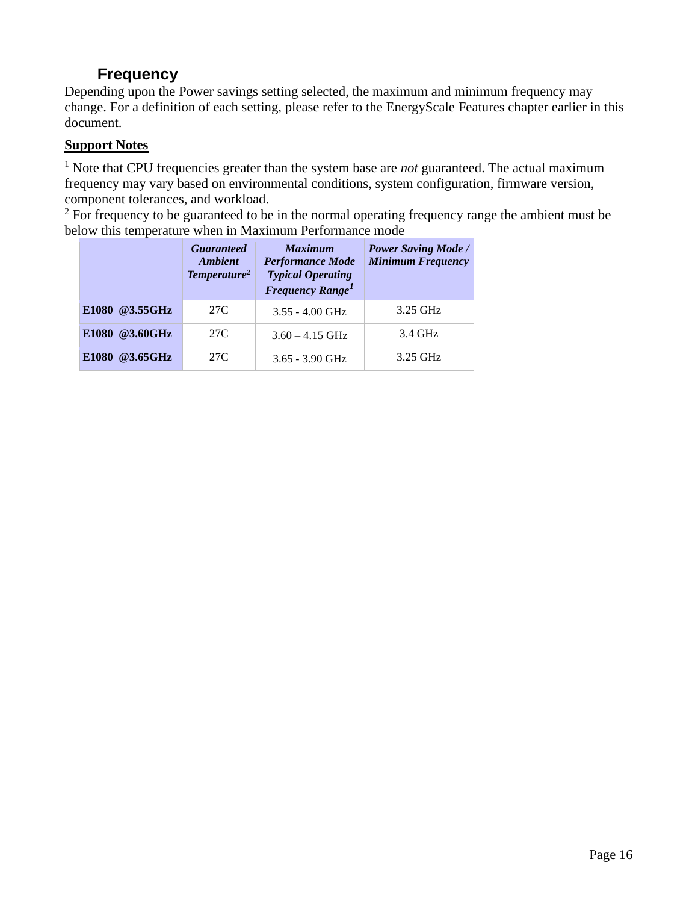## Frequency

Depending upon the Power savings setting selected, the maximum and minimum frequency may change. For a definition of each setting, please refer to the EnergyScale Features chapter earlier in this document.

**Support Notes**

[1] Note that CPU frequencies greater than the system base are *not* guaranteed. The actual maximum frequency may vary based on environmental conditions, system configuration, firmware version, component tolerances, and workload.
[2] For frequency to be guaranteed to be in the normal operating frequency range the ambient must be below this temperature when in Maximum Performance mode

| | *Guaranteed Ambient Temperature*[2] | *Maximum Performance Mode Typical Operating Frequency Range*[1] | *Power Saving Mode / Minimum Frequency* |
|---|---|---|---|
| **E1080 @3.55GHz** | 27C | 3.55 - 4.00 GHz | 3.25 GHz |
| **E1080 @3.60GHz** | 27C | 3.60 – 4.15 GHz | 3.4 GHz |
| **E1080 @3.65GHz** | 27C | 3.65 - 3.90 GHz | 3.25 GHz |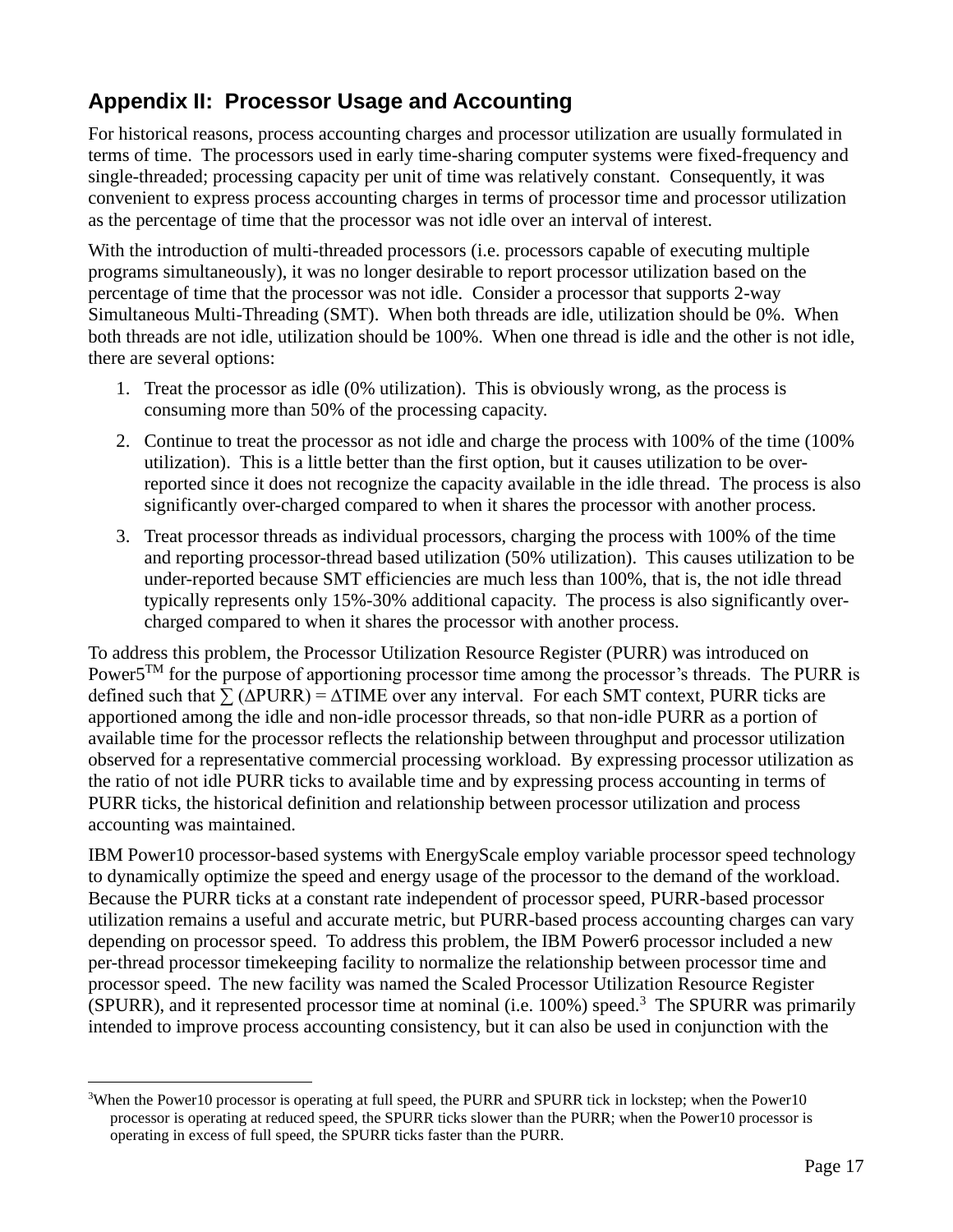## Appendix II: Processor Usage and Accounting

For historical reasons, process accounting charges and processor utilization are usually formulated in terms of time. The processors used in early time-sharing computer systems were fixed-frequency and single-threaded; processing capacity per unit of time was relatively constant. Consequently, it was convenient to express process accounting charges in terms of processor time and processor utilization as the percentage of time that the processor was not idle over an interval of interest.

With the introduction of multi-threaded processors (i.e. processors capable of executing multiple programs simultaneously), it was no longer desirable to report processor utilization based on the percentage of time that the processor was not idle. Consider a processor that supports 2-way Simultaneous Multi-Threading (SMT). When both threads are idle, utilization should be 0%. When both threads are not idle, utilization should be 100%. When one thread is idle and the other is not idle, there are several options:

1. Treat the processor as idle (0% utilization). This is obviously wrong, as the process is consuming more than 50% of the processing capacity.
2. Continue to treat the processor as not idle and charge the process with 100% of the time (100% utilization). This is a little better than the first option, but it causes utilization to be over-reported since it does not recognize the capacity available in the idle thread. The process is also significantly over-charged compared to when it shares the processor with another process.
3. Treat processor threads as individual processors, charging the process with 100% of the time and reporting processor-thread based utilization (50% utilization). This causes utilization to be under-reported because SMT efficiencies are much less than 100%, that is, the not idle thread typically represents only 15%-30% additional capacity. The process is also significantly over-charged compared to when it shares the processor with another process.

To address this problem, the Processor Utilization Resource Register (PURR) was introduced on Power5™ for the purpose of apportioning processor time among the processor's threads. The PURR is defined such that $\sum (\Delta PURR) = \Delta TIME$ over any interval. For each SMT context, PURR ticks are apportioned among the idle and non-idle processor threads, so that non-idle PURR as a portion of available time for the processor reflects the relationship between throughput and processor utilization observed for a representative commercial processing workload. By expressing processor utilization as the ratio of not idle PURR ticks to available time and by expressing process accounting in terms of PURR ticks, the historical definition and relationship between processor utilization and process accounting was maintained.

IBM Power10 processor-based systems with EnergyScale employ variable processor speed technology to dynamically optimize the speed and energy usage of the processor to the demand of the workload. Because the PURR ticks at a constant rate independent of processor speed, PURR-based processor utilization remains a useful and accurate metric, but PURR-based process accounting charges can vary depending on processor speed. To address this problem, the IBM Power6 processor included a new per-thread processor timekeeping facility to normalize the relationship between processor time and processor speed. The new facility was named the Scaled Processor Utilization Resource Register (SPURR), and it represented processor time at nominal (i.e. 100%) speed.[3] The SPURR was primarily intended to improve process accounting consistency, but it can also be used in conjunction with the

[3] When the Power10 processor is operating at full speed, the PURR and SPURR tick in lockstep; when the Power10 processor is operating at reduced speed, the SPURR ticks slower than the PURR; when the Power10 processor is operating in excess of full speed, the SPURR ticks faster than the PURR.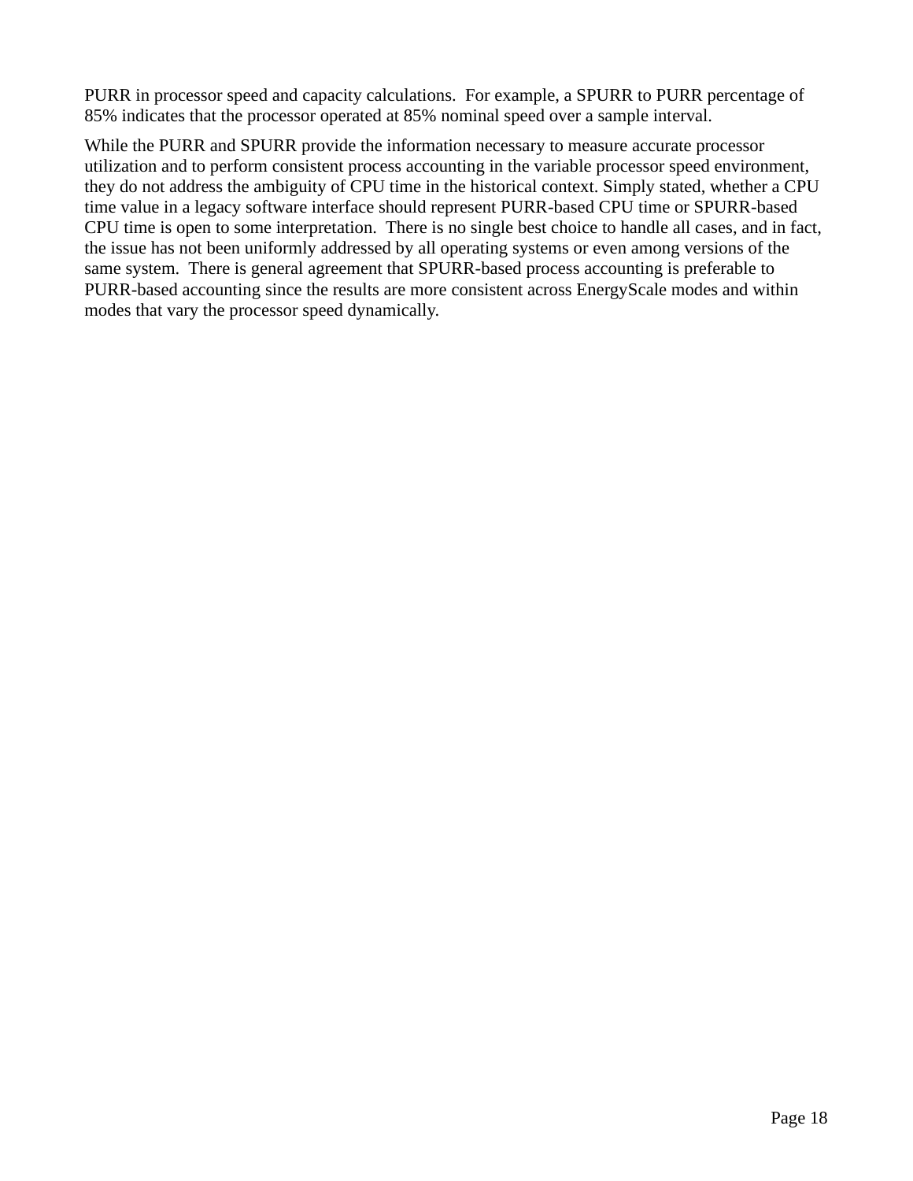PURR in processor speed and capacity calculations.  For example, a SPURR to PURR percentage of 85% indicates that the processor operated at 85% nominal speed over a sample interval.

While the PURR and SPURR provide the information necessary to measure accurate processor utilization and to perform consistent process accounting in the variable processor speed environment, they do not address the ambiguity of CPU time in the historical context. Simply stated, whether a CPU time value in a legacy software interface should represent PURR-based CPU time or SPURR-based CPU time is open to some interpretation.  There is no single best choice to handle all cases, and in fact, the issue has not been uniformly addressed by all operating systems or even among versions of the same system.  There is general agreement that SPURR-based process accounting is preferable to PURR-based accounting since the results are more consistent across EnergyScale modes and within modes that vary the processor speed dynamically.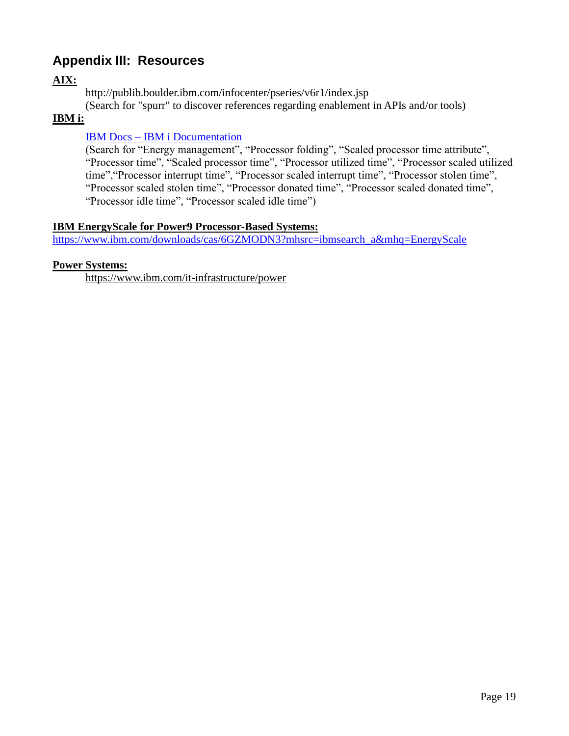## Appendix III: Resources

**AIX:**

http://publib.boulder.ibm.com/infocenter/pseries/v6r1/index.jsp
(Search for "spurr" to discover references regarding enablement in APIs and/or tools)

**IBM i:**

IBM Docs – IBM i Documentation
(Search for "Energy management", "Processor folding", "Scaled processor time attribute", "Processor time", "Scaled processor time", "Processor utilized time", "Processor scaled utilized time","Processor interrupt time", "Processor scaled interrupt time", "Processor stolen time", "Processor scaled stolen time", "Processor donated time", "Processor scaled donated time", "Processor idle time", "Processor scaled idle time")

**IBM EnergyScale for Power9 Processor-Based Systems:**
https://www.ibm.com/downloads/cas/6GZMODN3?mhsrc=ibmsearch_a&mhq=EnergyScale

**Power Systems:**

https://www.ibm.com/it-infrastructure/power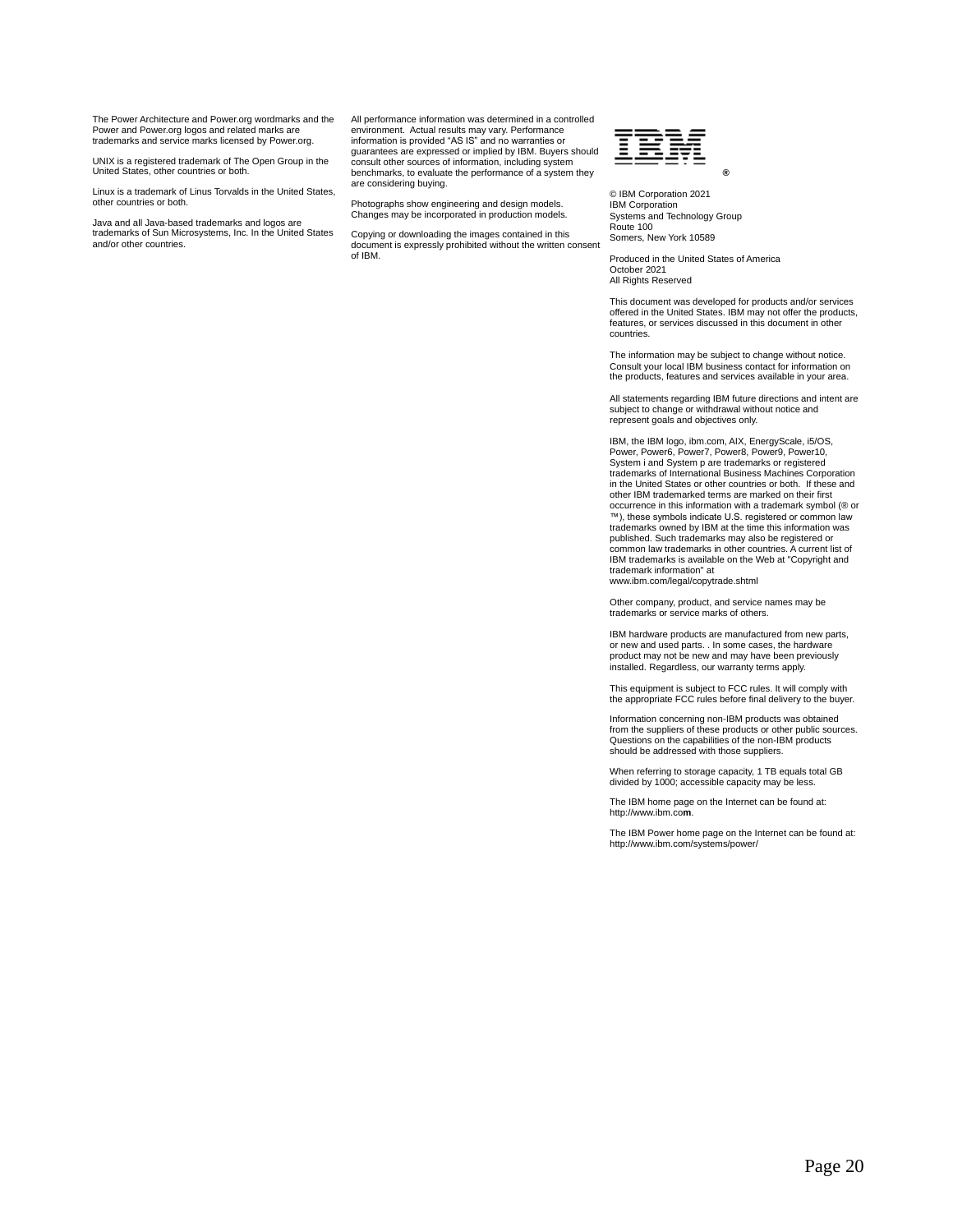The Power Architecture and Power.org wordmarks and the Power and Power.org logos and related marks are trademarks and service marks licensed by Power.org.

UNIX is a registered trademark of The Open Group in the United States, other countries or both.

Linux is a trademark of Linus Torvalds in the United States, other countries or both.

Java and all Java-based trademarks and logos are trademarks of Sun Microsystems, Inc. In the United States and/or other countries.

All performance information was determined in a controlled environment. Actual results may vary. Performance information is provided "AS IS" and no warranties or guarantees are expressed or implied by IBM. Buyers should consult other sources of information, including system benchmarks, to evaluate the performance of a system they are considering buying.

Photographs show engineering and design models. Changes may be incorporated in production models.

Copying or downloading the images contained in this document is expressly prohibited without the written consent of IBM.

IBM ®

© IBM Corporation 2021
IBM Corporation
Systems and Technology Group
Route 100
Somers, New York 10589

Produced in the United States of America
October 2021
All Rights Reserved

This document was developed for products and/or services offered in the United States. IBM may not offer the products, features, or services discussed in this document in other countries.

The information may be subject to change without notice. Consult your local IBM business contact for information on the products, features and services available in your area.

All statements regarding IBM future directions and intent are subject to change or withdrawal without notice and represent goals and objectives only.

IBM, the IBM logo, ibm.com, AIX, EnergyScale, i5/OS, Power, Power6, Power7, Power8, Power9, Power10, System i and System p are trademarks or registered trademarks of International Business Machines Corporation in the United States or other countries or both. If these and other IBM trademarked terms are marked on their first occurrence in this information with a trademark symbol (® or ™), these symbols indicate U.S. registered or common law trademarks owned by IBM at the time this information was published. Such trademarks may also be registered or common law trademarks in other countries. A current list of IBM trademarks is available on the Web at "Copyright and trademark information" at
www.ibm.com/legal/copytrade.shtml

Other company, product, and service names may be trademarks or service marks of others.

IBM hardware products are manufactured from new parts, or new and used parts. . In some cases, the hardware product may not be new and may have been previously installed. Regardless, our warranty terms apply.

This equipment is subject to FCC rules. It will comply with the appropriate FCC rules before final delivery to the buyer.

Information concerning non-IBM products was obtained from the suppliers of these products or other public sources. Questions on the capabilities of the non-IBM products should be addressed with those suppliers.

When referring to storage capacity, 1 TB equals total GB divided by 1000; accessible capacity may be less.

The IBM home page on the Internet can be found at: http://www.ibm.com.

The IBM Power home page on the Internet can be found at: http://www.ibm.com/systems/power/